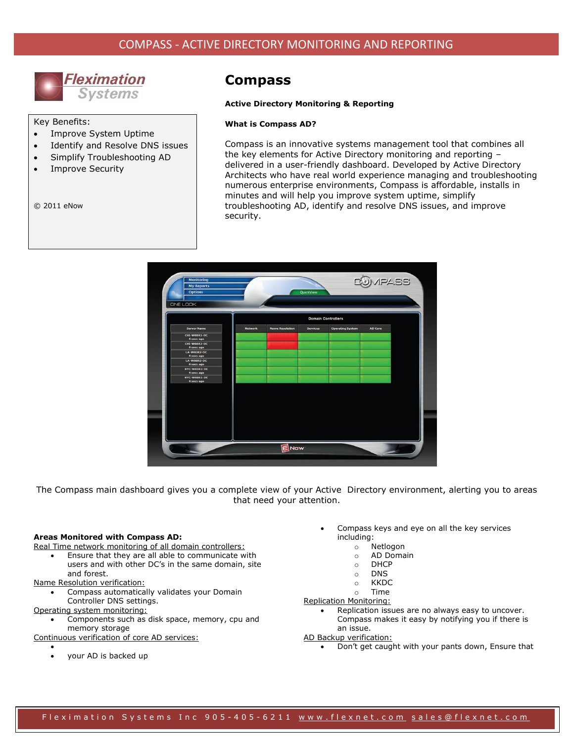# COMPASS - ACTIVE DIRECTORY MONITORING AND REPORTING

Fleximation Systems

Key Benefits:

- Improve System Uptime
- Identify and Resolve DNS issues
- Simplify Troubleshooting AD
- Improve Security

© 2011 eNow

# Compass

**Active Directory Monitoring & Reporting**

**What is Compass AD?**

Compass is an innovative systems management tool that combines all the key elements for Active Directory monitoring and reporting – delivered in a user-friendly dashboard. Developed by Active Directory Architects who have real world experience managing and troubleshooting numerous enterprise environments, Compass is affordable, installs in minutes and will help you improve system uptime, simplify troubleshooting AD, identify and resolve DNS issues, and improve security.

The Compass main dashboard gives you a complete view of your Active Directory environment, alerting you to areas that need your attention.

**Areas Monitored with Compass AD:**

Real Time network monitoring of all domain controllers:

- Ensure that they are all able to communicate with users and with other DC's in the same domain, site and forest.

Name Resolution verification:

- Compass automatically validates your Domain Controller DNS settings.

Operating system monitoring:

- Components such as disk space, memory, cpu and memory storage

Continuous verification of core AD services:

- 
- your AD is backed up

- Compass keys and eye on all the key services including:
  - Netlogon
  - AD Domain
  - DHCP
  - DNS
  - KKDC
  - Time

Replication Monitoring:

- Replication issues are no always easy to uncover. Compass makes it easy by notifying you if there is an issue.

AD Backup verification:

- Don't get caught with your pants down, Ensure that

Fleximation Systems Inc 905-405-6211 www.flexnet.com sales@flexnet.com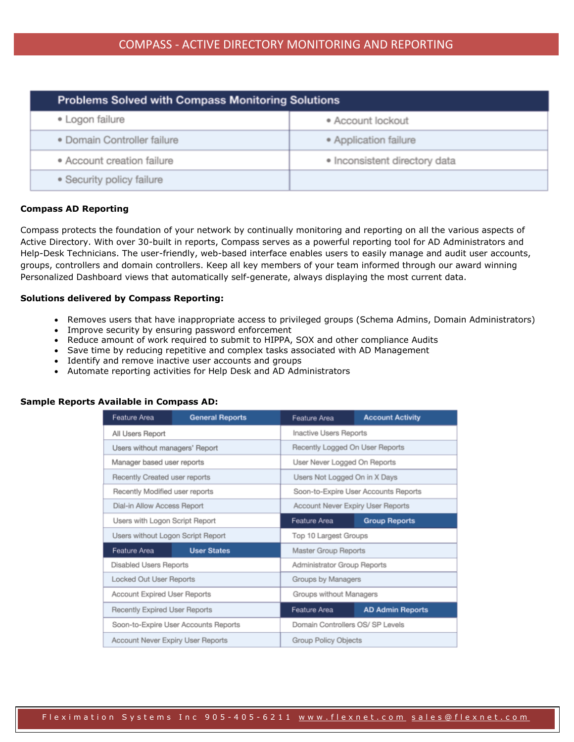# COMPASS - ACTIVE DIRECTORY MONITORING AND REPORTING

| Problems Solved with Compass Monitoring Solutions | |
|---|---|
| • Logon failure | • Account lockout |
| • Domain Controller failure | • Application failure |
| • Account creation failure | • Inconsistent directory data |
| • Security policy failure | |

**Compass AD Reporting**

Compass protects the foundation of your network by continually monitoring and reporting on all the various aspects of Active Directory. With over 30-built in reports, Compass serves as a powerful reporting tool for AD Administrators and Help-Desk Technicians. The user-friendly, web-based interface enables users to easily manage and audit user accounts, groups, controllers and domain controllers. Keep all key members of your team informed through our award winning Personalized Dashboard views that automatically self-generate, always displaying the most current data.

**Solutions delivered by Compass Reporting:**

- Removes users that have inappropriate access to privileged groups (Schema Admins, Domain Administrators)
- Improve security by ensuring password enforcement
- Reduce amount of work required to submit to HIPPA, SOX and other compliance Audits
- Save time by reducing repetitive and complex tasks associated with AD Management
- Identify and remove inactive user accounts and groups
- Automate reporting activities for Help Desk and AD Administrators

**Sample Reports Available in Compass AD:**

| Feature Area | General Reports | Feature Area | Account Activity |
|---|---|---|---|
| All Users Report | | Inactive Users Reports | |
| Users without managers' Report | | Recently Logged On User Reports | |
| Manager based user reports | | User Never Logged On Reports | |
| Recently Created user reports | | Users Not Logged On in X Days | |
| Recently Modified user reports | | Soon-to-Expire User Accounts Reports | |
| Dial-in Allow Access Report | | Account Never Expiry User Reports | |
| Users with Logon Script Report | | **Feature Area** | **Group Reports** |
| Users without Logon Script Report | | Top 10 Largest Groups | |
| **Feature Area** | **User States** | Master Group Reports | |
| Disabled Users Reports | | Administrator Group Reports | |
| Locked Out User Reports | | Groups by Managers | |
| Account Expired User Reports | | Groups without Managers | |
| Recently Expired User Reports | | **Feature Area** | **AD Admin Reports** |
| Soon-to-Expire User Accounts Reports | | Domain Controllers OS/ SP Levels | |
| Account Never Expiry User Reports | | Group Policy Objects | |

Fleximation Systems Inc 905-405-6211 www.flexnet.com sales@flexnet.com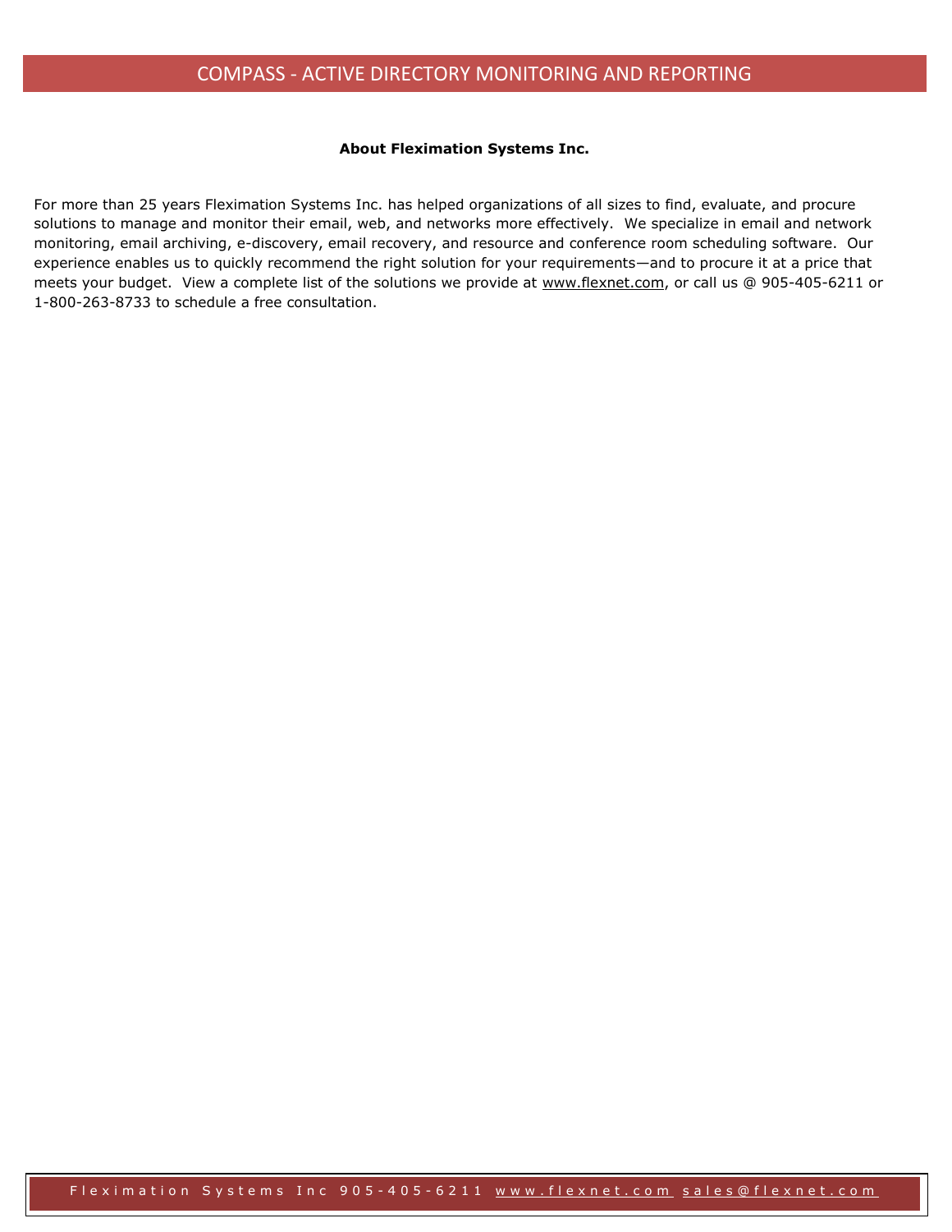**About Fleximation Systems Inc.**

For more than 25 years Fleximation Systems Inc. has helped organizations of all sizes to find, evaluate, and procure solutions to manage and monitor their email, web, and networks more effectively. We specialize in email and network monitoring, email archiving, e-discovery, email recovery, and resource and conference room scheduling software. Our experience enables us to quickly recommend the right solution for your requirements—and to procure it at a price that meets your budget. View a complete list of the solutions we provide at www.flexnet.com, or call us @ 905-405-6211 or 1-800-263-8733 to schedule a free consultation.